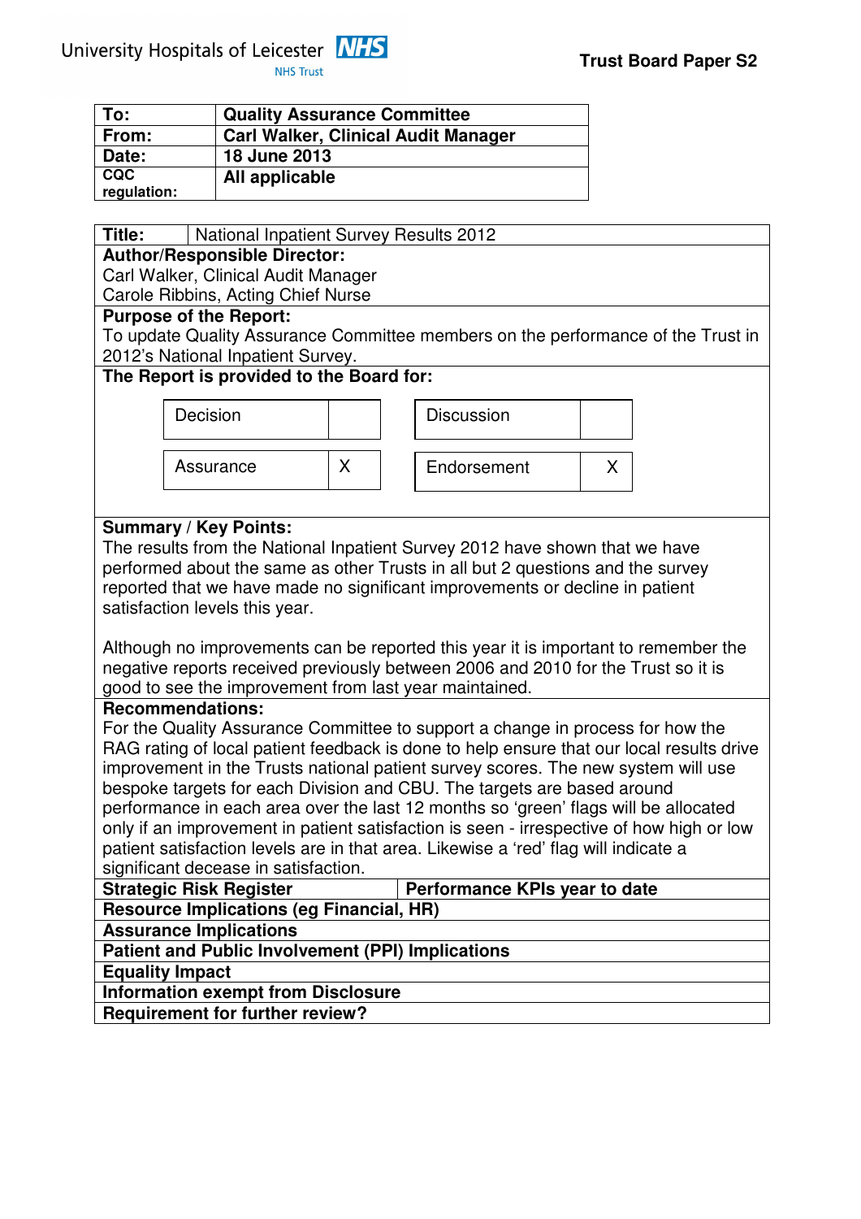University Hospitals of Leicester NHS Trust

**Trust Board Paper S2**

| | |
|---|---|
| **To:** | **Quality Assurance Committee** |
| **From:** | **Carl Walker, Clinical Audit Manager** |
| **Date:** | **18 June 2013** |
| **CQC regulation:** | **All applicable** |

**Title:** National Inpatient Survey Results 2012

**Author/Responsible Director:**
Carl Walker, Clinical Audit Manager
Carole Ribbins, Acting Chief Nurse

**Purpose of the Report:**
To update Quality Assurance Committee members on the performance of the Trust in 2012's National Inpatient Survey.

**The Report is provided to the Board for:**

| | | | |
|---|---|---|---|
| Decision | | Discussion | |
| Assurance | X | Endorsement | X |

**Summary / Key Points:**
The results from the National Inpatient Survey 2012 have shown that we have performed about the same as other Trusts in all but 2 questions and the survey reported that we have made no significant improvements or decline in patient satisfaction levels this year.

Although no improvements can be reported this year it is important to remember the negative reports received previously between 2006 and 2010 for the Trust so it is good to see the improvement from last year maintained.

**Recommendations:**
For the Quality Assurance Committee to support a change in process for how the RAG rating of local patient feedback is done to help ensure that our local results drive improvement in the Trusts national patient survey scores. The new system will use bespoke targets for each Division and CBU. The targets are based around performance in each area over the last 12 months so 'green' flags will be allocated only if an improvement in patient satisfaction is seen - irrespective of how high or low patient satisfaction levels are in that area. Likewise a 'red' flag will indicate a significant decease in satisfaction.

| | |
|---|---|
| **Strategic Risk Register** | **Performance KPIs year to date** |

**Resource Implications (eg Financial, HR)**

**Assurance Implications**

**Patient and Public Involvement (PPI) Implications**

**Equality Impact**

**Information exempt from Disclosure**

**Requirement for further review?**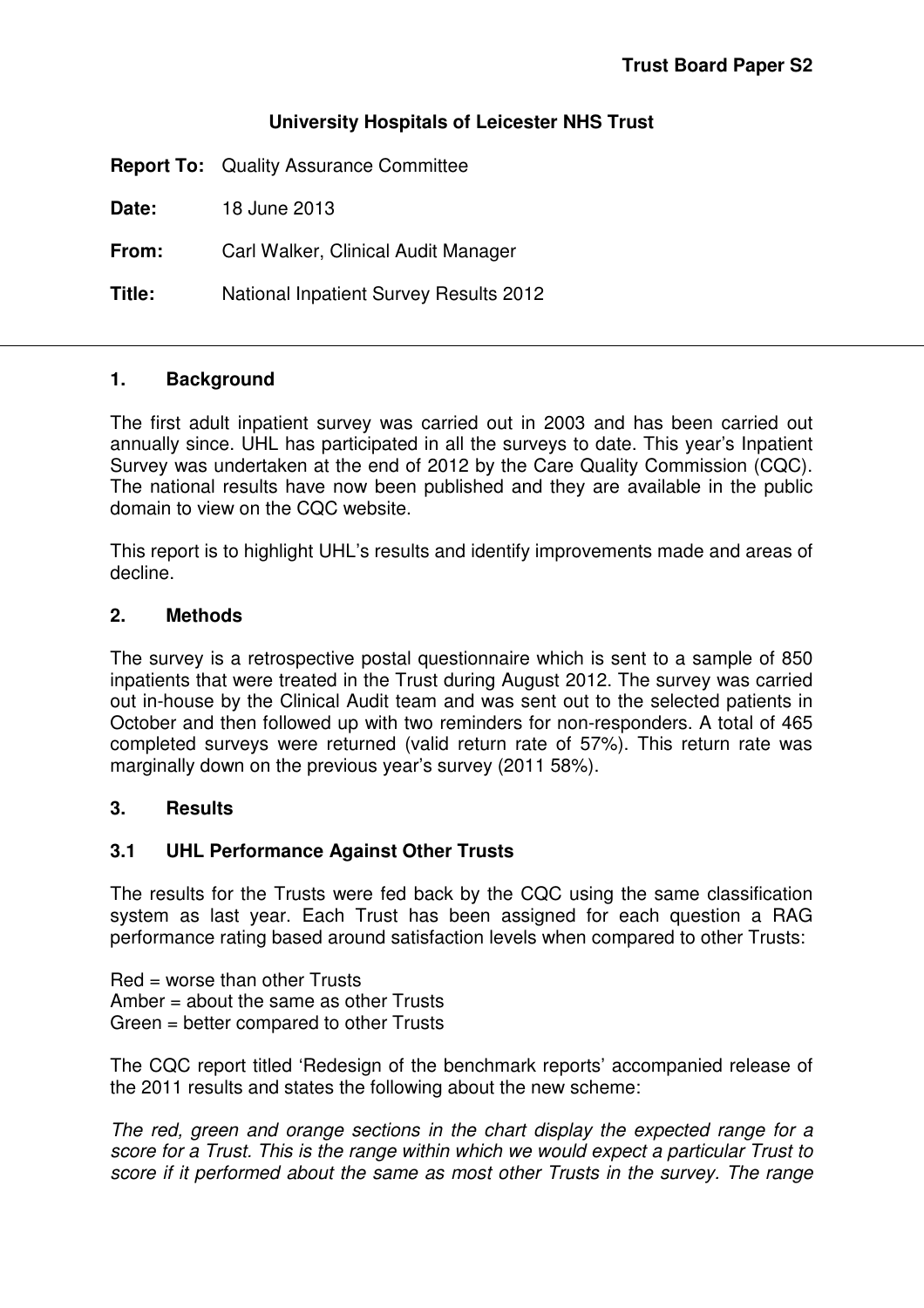**Trust Board Paper S2**

**University Hospitals of Leicester NHS Trust**

**Report To:** Quality Assurance Committee

**Date:** 18 June 2013

**From:** Carl Walker, Clinical Audit Manager

**Title:** National Inpatient Survey Results 2012

---

## 1. Background

The first adult inpatient survey was carried out in 2003 and has been carried out annually since. UHL has participated in all the surveys to date. This year's Inpatient Survey was undertaken at the end of 2012 by the Care Quality Commission (CQC). The national results have now been published and they are available in the public domain to view on the CQC website.

This report is to highlight UHL's results and identify improvements made and areas of decline.

## 2. Methods

The survey is a retrospective postal questionnaire which is sent to a sample of 850 inpatients that were treated in the Trust during August 2012. The survey was carried out in-house by the Clinical Audit team and was sent out to the selected patients in October and then followed up with two reminders for non-responders. A total of 465 completed surveys were returned (valid return rate of 57%). This return rate was marginally down on the previous year's survey (2011 58%).

## 3. Results

### 3.1 UHL Performance Against Other Trusts

The results for the Trusts were fed back by the CQC using the same classification system as last year. Each Trust has been assigned for each question a RAG performance rating based around satisfaction levels when compared to other Trusts:

Red = worse than other Trusts
Amber = about the same as other Trusts
Green = better compared to other Trusts

The CQC report titled 'Redesign of the benchmark reports' accompanied release of the 2011 results and states the following about the new scheme:

*The red, green and orange sections in the chart display the expected range for a score for a Trust. This is the range within which we would expect a particular Trust to score if it performed about the same as most other Trusts in the survey. The range*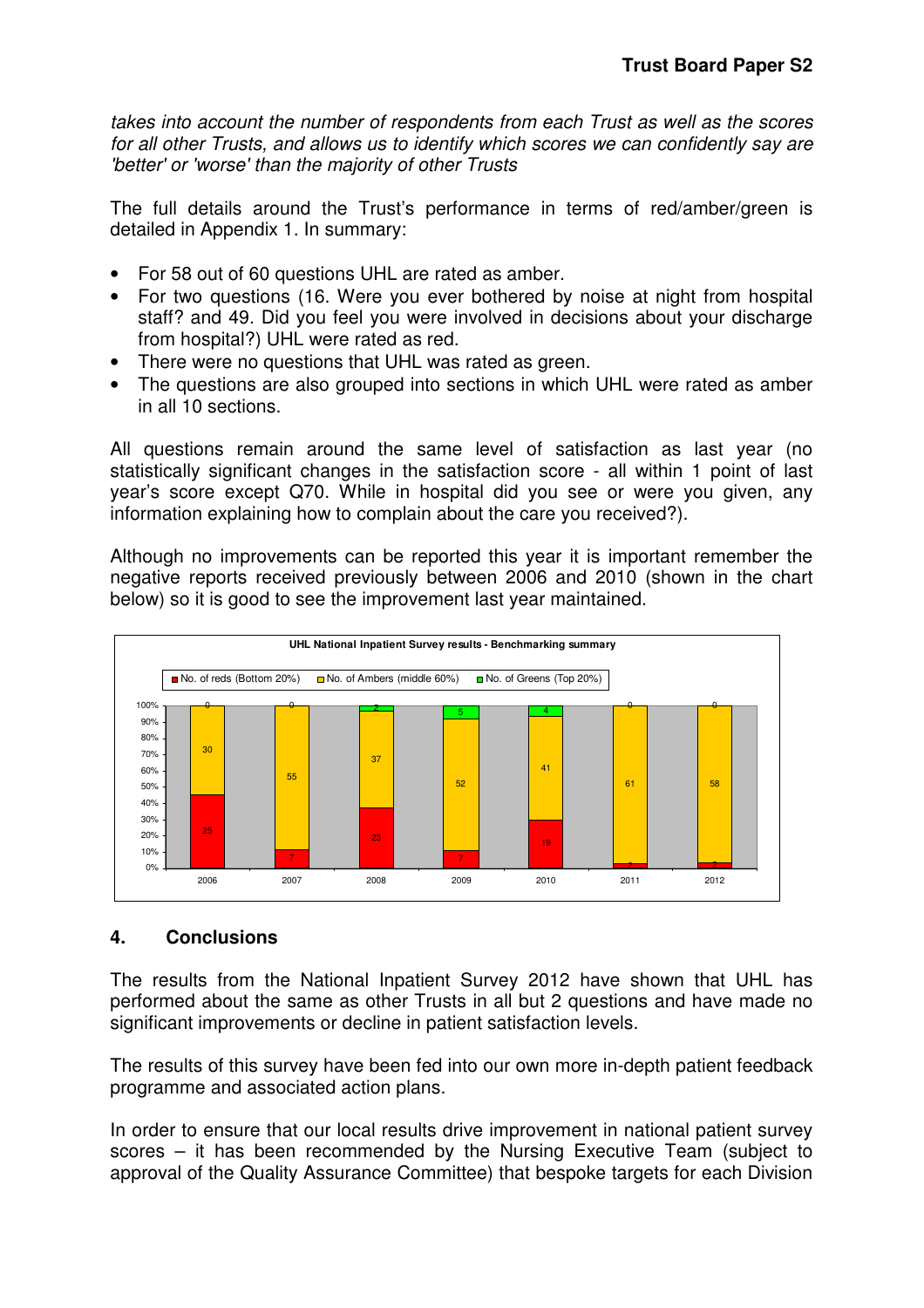*takes into account the number of respondents from each Trust as well as the scores for all other Trusts, and allows us to identify which scores we can confidently say are 'better' or 'worse' than the majority of other Trusts*

The full details around the Trust's performance in terms of red/amber/green is detailed in Appendix 1. In summary:

- For 58 out of 60 questions UHL are rated as amber.
- For two questions (16. Were you ever bothered by noise at night from hospital staff? and 49. Did you feel you were involved in decisions about your discharge from hospital?) UHL were rated as red.
- There were no questions that UHL was rated as green.
- The questions are also grouped into sections in which UHL were rated as amber in all 10 sections.

All questions remain around the same level of satisfaction as last year (no statistically significant changes in the satisfaction score - all within 1 point of last year's score except Q70. While in hospital did you see or were you given, any information explaining how to complain about the care you received?).

Although no improvements can be reported this year it is important remember the negative reports received previously between 2006 and 2010 (shown in the chart below) so it is good to see the improvement last year maintained.

**UHL National Inpatient Survey results - Benchmarking summary**

| Year | No. of reds (Bottom 20%) | No. of Ambers (middle 60%) | No. of Greens (Top 20%) |
|---|---|---|---|
| 2006 | 25 | 30 | 0 |
| 2007 | 7 | 55 | 0 |
| 2008 | 23 | 37 | 2 |
| 2009 | 7 | 52 | 5 |
| 2010 | 19 | 41 | 4 |
| 2011 | 1 | 61 | 0 |
| 2012 | 2 | 58 | 0 |

## 4. Conclusions

The results from the National Inpatient Survey 2012 have shown that UHL has performed about the same as other Trusts in all but 2 questions and have made no significant improvements or decline in patient satisfaction levels.

The results of this survey have been fed into our own more in-depth patient feedback programme and associated action plans.

In order to ensure that our local results drive improvement in national patient survey scores – it has been recommended by the Nursing Executive Team (subject to approval of the Quality Assurance Committee) that bespoke targets for each Division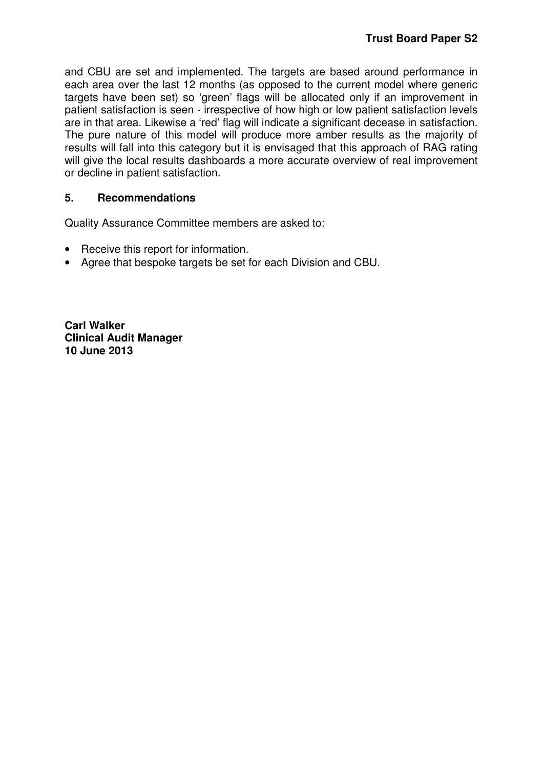and CBU are set and implemented. The targets are based around performance in each area over the last 12 months (as opposed to the current model where generic targets have been set) so 'green' flags will be allocated only if an improvement in patient satisfaction is seen - irrespective of how high or low patient satisfaction levels are in that area. Likewise a 'red' flag will indicate a significant decease in satisfaction. The pure nature of this model will produce more amber results as the majority of results will fall into this category but it is envisaged that this approach of RAG rating will give the local results dashboards a more accurate overview of real improvement or decline in patient satisfaction.

## 5. Recommendations

Quality Assurance Committee members are asked to:

- Receive this report for information.
- Agree that bespoke targets be set for each Division and CBU.

**Carl Walker**
**Clinical Audit Manager**
**10 June 2013**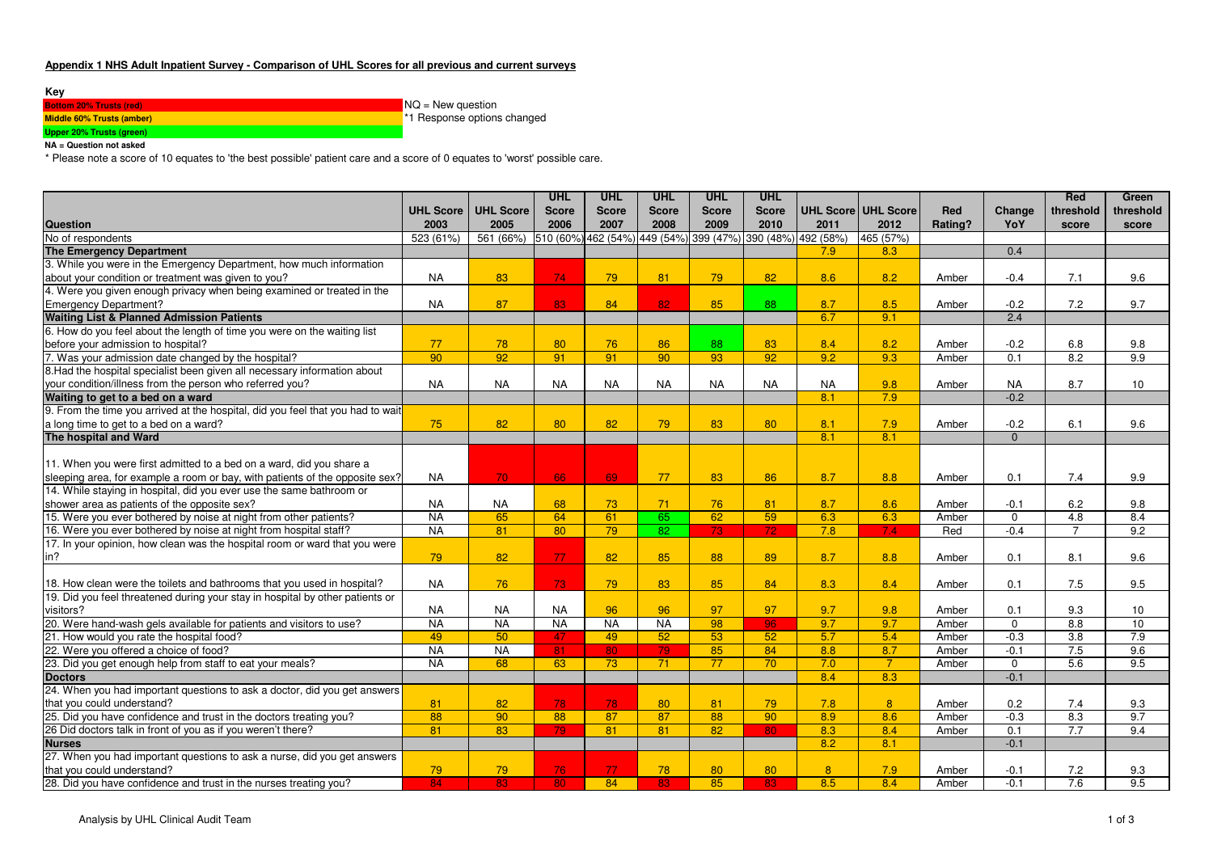**Appendix 1 NHS Adult Inpatient Survey - Comparison of UHL Scores for all previous and current surveys**

**Key**

**Bottom 20% Trusts (red)**
**Middle 60% Trusts (amber)**
**Upper 20% Trusts (green)**
**NA = Question not asked**

NQ = New question
*1 Response options changed

* Please note a score of 10 equates to 'the best possible' patient care and a score of 0 equates to 'worst' possible care.

| Question | UHL Score 2003 | UHL Score 2005 | UHL Score 2006 | UHL Score 2007 | UHL Score 2008 | UHL Score 2009 | UHL Score 2010 | UHL Score 2011 | UHL Score 2012 | Red Rating? | Change YoY | Red threshold score | Green threshold score |
|---|---|---|---|---|---|---|---|---|---|---|---|---|---|
| No of respondents | 523 (61%) | 561 (66%) | 510 (60%) | 462 (54%) | 449 (54%) | 399 (47%) | 390 (48%) | 492 (58%) | 465 (57%) | | | | |
| **The Emergency Department** | | | | | | | | 7.9 | 8.3 | | 0.4 | | |
| 3. While you were in the Emergency Department, how much information about your condition or treatment was given to you? | NA | 83 | 74 | 79 | 81 | 79 | 82 | 8.6 | 8.2 | Amber | -0.4 | 7.1 | 9.6 |
| 4. Were you given enough privacy when being examined or treated in the Emergency Department? | NA | 87 | 83 | 84 | 82 | 85 | 88 | 8.7 | 8.5 | Amber | -0.2 | 7.2 | 9.7 |
| **Waiting List & Planned Admission Patients** | | | | | | | | 6.7 | 9.1 | | 2.4 | | |
| 6. How do you feel about the length of time you were on the waiting list before your admission to hospital? | 77 | 78 | 80 | 76 | 86 | 88 | 83 | 8.4 | 8.2 | Amber | -0.2 | 6.8 | 9.8 |
| 7. Was your admission date changed by the hospital? | 90 | 92 | 91 | 91 | 90 | 93 | 92 | 9.2 | 9.3 | Amber | 0.1 | 8.2 | 9.9 |
| 8.Had the hospital specialist been given all necessary information about your condition/illness from the person who referred you? | NA | NA | NA | NA | NA | NA | NA | NA | 9.8 | Amber | NA | 8.7 | 10 |
| **Waiting to get to a bed on a ward** | | | | | | | | 8.1 | 7.9 | | -0.2 | | |
| 9. From the time you arrived at the hospital, did you feel that you had to wait a long time to get to a bed on a ward? | 75 | 82 | 80 | 82 | 79 | 83 | 80 | 8.1 | 7.9 | Amber | -0.2 | 6.1 | 9.6 |
| **The hospital and Ward** | | | | | | | | 8.1 | 8.1 | | 0 | | |
| 11. When you were first admitted to a bed on a ward, did you share a sleeping area, for example a room or bay, with patients of the opposite sex? | NA | 70 | 66 | 69 | 77 | 83 | 86 | 8.7 | 8.8 | Amber | 0.1 | 7.4 | 9.9 |
| 14. While staying in hospital, did you ever use the same bathroom or shower area as patients of the opposite sex? | NA | NA | 68 | 73 | 71 | 76 | 81 | 8.7 | 8.6 | Amber | -0.1 | 6.2 | 9.8 |
| 15. Were you ever bothered by noise at night from other patients? | NA | 65 | 64 | 61 | 65 | 62 | 59 | 6.3 | 6.3 | Amber | 0 | 4.8 | 8.4 |
| 16. Were you ever bothered by noise at night from hospital staff? | NA | 81 | 80 | 79 | 82 | 73 | 72 | 7.8 | 7.4 | Red | -0.4 | 7 | 9.2 |
| 17. In your opinion, how clean was the hospital room or ward that you were in? | 79 | 82 | 77 | 82 | 85 | 88 | 89 | 8.7 | 8.8 | Amber | 0.1 | 8.1 | 9.6 |
| 18. How clean were the toilets and bathrooms that you used in hospital? | NA | 76 | 73 | 79 | 83 | 85 | 84 | 8.3 | 8.4 | Amber | 0.1 | 7.5 | 9.5 |
| 19. Did you feel threatened during your stay in hospital by other patients or visitors? | NA | NA | NA | 96 | 96 | 97 | 97 | 9.7 | 9.8 | Amber | 0.1 | 9.3 | 10 |
| 20. Were hand-wash gels available for patients and visitors to use? | NA | NA | NA | NA | NA | 98 | 96 | 9.7 | 9.7 | Amber | 0 | 8.8 | 10 |
| 21. How would you rate the hospital food? | 49 | 50 | 47 | 49 | 52 | 53 | 52 | 5.7 | 5.4 | Amber | -0.3 | 3.8 | 7.9 |
| 22. Were you offered a choice of food? | NA | NA | 81 | 80 | 79 | 85 | 84 | 8.8 | 8.7 | Amber | -0.1 | 7.5 | 9.6 |
| 23. Did you get enough help from staff to eat your meals? | NA | 68 | 63 | 73 | 71 | 77 | 70 | 7.0 | 7 | Amber | 0 | 5.6 | 9.5 |
| **Doctors** | | | | | | | | 8.4 | 8.3 | | -0.1 | | |
| 24. When you had important questions to ask a doctor, did you get answers that you could understand? | 81 | 82 | 78 | 78 | 80 | 81 | 79 | 7.8 | 8 | Amber | 0.2 | 7.4 | 9.3 |
| 25. Did you have confidence and trust in the doctors treating you? | 88 | 90 | 88 | 87 | 87 | 88 | 90 | 8.9 | 8.6 | Amber | -0.3 | 8.3 | 9.7 |
| 26 Did doctors talk in front of you as if you weren't there? | 81 | 83 | 79 | 81 | 81 | 82 | 80 | 8.3 | 8.4 | Amber | 0.1 | 7.7 | 9.4 |
| **Nurses** | | | | | | | | 8.2 | 8.1 | | -0.1 | | |
| 27. When you had important questions to ask a nurse, did you get answers that you could understand? | 79 | 79 | 76 | 77 | 78 | 80 | 80 | 8 | 7.9 | Amber | -0.1 | 7.2 | 9.3 |
| 28. Did you have confidence and trust in the nurses treating you? | 84 | 83 | 80 | 84 | 83 | 85 | 83 | 8.5 | 8.4 | Amber | -0.1 | 7.6 | 9.5 |

Analysis by UHL Clinical Audit Team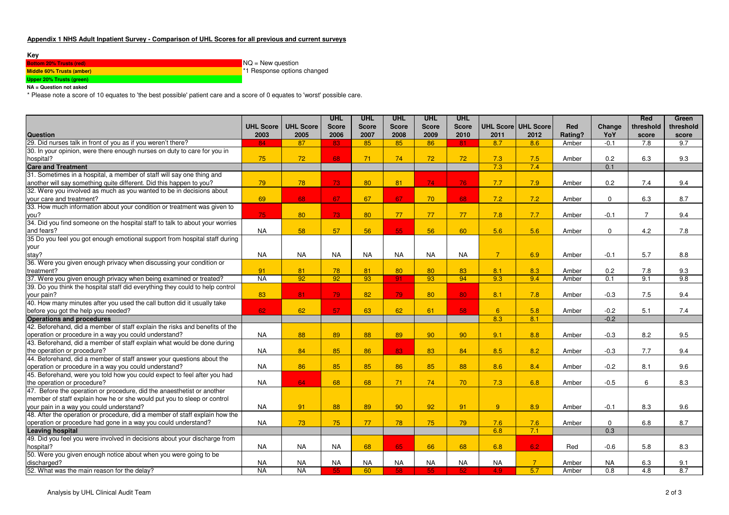**Appendix 1 NHS Adult Inpatient Survey - Comparison of UHL Scores for all previous and current surveys**

**Key**

| |
|---|
| **Bottom 20% Trusts (red)** |
| **Middle 60% Trusts (amber)** |
| **Upper 20% Trusts (green)** |

**NA = Question not asked**

NQ = New question

*1 Response options changed

* Please note a score of 10 equates to 'the best possible' patient care and a score of 0 equates to 'worst' possible care.

| Question | UHL Score 2003 | UHL Score 2005 | UHL Score 2006 | UHL Score 2007 | UHL Score 2008 | UHL Score 2009 | UHL Score 2010 | UHL Score 2011 | UHL Score 2012 | Red Rating? | Change YoY | Red threshold score | Green threshold score |
|---|---|---|---|---|---|---|---|---|---|---|---|---|---|
| 29. Did nurses talk in front of you as if you weren't there? | 84 | 87 | 83 | 85 | 85 | 86 | 81 | 8.7 | 8.6 | Amber | -0.1 | 7.8 | 9.7 |
| 30. In your opinion, were there enough nurses on duty to care for you in hospital? | 75 | 72 | 68 | 71 | 74 | 72 | 72 | 7.3 | 7.5 | Amber | 0.2 | 6.3 | 9.3 |
| **Care and Treatment** | | | | | | | | 7.3 | 7.4 | | 0.1 | | |
| 31. Sometimes in a hospital, a member of staff will say one thing and another will say something quite different. Did this happen to you? | 79 | 78 | 73 | 80 | 81 | 74 | 76 | 7.7 | 7.9 | Amber | 0.2 | 7.4 | 9.4 |
| 32. Were you involved as much as you wanted to be in decisions about your care and treatment? | 69 | 68 | 67 | 67 | 67 | 70 | 68 | 7.2 | 7.2 | Amber | 0 | 6.3 | 8.7 |
| 33. How much information about your condition or treatment was given to you? | 75 | 80 | 73 | 80 | 77 | 77 | 77 | 7.8 | 7.7 | Amber | -0.1 | 7 | 9.4 |
| 34. Did you find someone on the hospital staff to talk to about your worries and fears? | NA | 58 | 57 | 56 | 55 | 56 | 60 | 5.6 | 5.6 | Amber | 0 | 4.2 | 7.8 |
| 35 Do you feel you got enough emotional support from hospital staff during your stay? | NA | NA | NA | NA | NA | NA | NA | 7 | 6.9 | Amber | -0.1 | 5.7 | 8.8 |
| 36. Were you given enough privacy when discussing your condition or treatment? | 91 | 81 | 78 | 81 | 80 | 80 | 83 | 8.1 | 8.3 | Amber | 0.2 | 7.8 | 9.3 |
| 37. Were you given enough privacy when being examined or treated? | NA | 92 | 92 | 93 | 91 | 93 | 94 | 9.3 | 9.4 | Amber | 0.1 | 9.1 | 9.8 |
| 39. Do you think the hospital staff did everything they could to help control your pain? | 83 | 81 | 79 | 82 | 79 | 80 | 80 | 8.1 | 7.8 | Amber | -0.3 | 7.5 | 9.4 |
| 40. How many minutes after you used the call button did it usually take before you got the help you needed? | 62 | 62 | 57 | 63 | 62 | 61 | 58 | 6 | 5.8 | Amber | -0.2 | 5.1 | 7.4 |
| **Operations and procedures** | | | | | | | | 8.3 | 8.1 | | -0.2 | | |
| 42. Beforehand, did a member of staff explain the risks and benefits of the operation or procedure in a way you could understand? | NA | 88 | 89 | 88 | 89 | 90 | 90 | 9.1 | 8.8 | Amber | -0.3 | 8.2 | 9.5 |
| 43. Beforehand, did a member of staff explain what would be done during the operation or procedure? | NA | 84 | 85 | 86 | 83 | 83 | 84 | 8.5 | 8.2 | Amber | -0.3 | 7.7 | 9.4 |
| 44. Beforehand, did a member of staff answer your questions about the operation or procedure in a way you could understand? | NA | 86 | 85 | 85 | 86 | 85 | 88 | 8.6 | 8.4 | Amber | -0.2 | 8.1 | 9.6 |
| 45. Beforehand, were you told how you could expect to feel after you had the operation or procedure? | NA | 64 | 68 | 68 | 71 | 74 | 70 | 7.3 | 6.8 | Amber | -0.5 | 6 | 8.3 |
| 47. Before the operation or procedure, did the anaesthetist or another member of staff explain how he or she would put you to sleep or control your pain in a way you could understand? | NA | 91 | 88 | 89 | 90 | 92 | 91 | 9 | 8.9 | Amber | -0.1 | 8.3 | 9.6 |
| 48. After the operation or procedure, did a member of staff explain how the operation or procedure had gone in a way you could understand? | NA | 73 | 75 | 77 | 78 | 75 | 79 | 7.6 | 7.6 | Amber | 0 | 6.8 | 8.7 |
| **Leaving hospital** | | | | | | | | 6.8 | 7.1 | | 0.3 | | |
| 49. Did you feel you were involved in decisions about your discharge from hospital? | NA | NA | NA | 68 | 65 | 66 | 68 | 6.8 | 6.2 | Red | -0.6 | 5.8 | 8.3 |
| 50. Were you given enough notice about when you were going to be discharged? | NA | NA | NA | NA | NA | NA | NA | NA | 7 | Amber | NA | 6.3 | 9.1 |
| 52. What was the main reason for the delay? | NA | NA | 55 | 60 | 58 | 55 | 52 | 4.9 | 5.7 | Amber | 0.8 | 4.8 | 8.7 |

Analysis by UHL Clinical Audit Team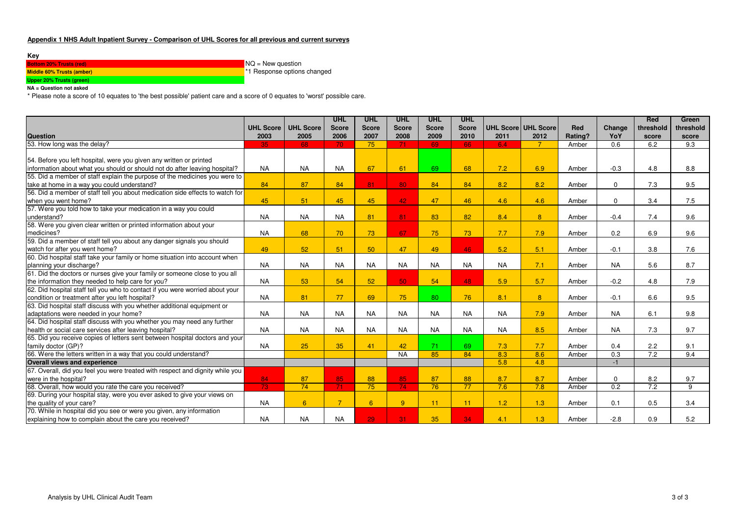**Appendix 1 NHS Adult Inpatient Survey - Comparison of UHL Scores for all previous and current surveys**

**Key**

**Bottom 20% Trusts (red)**

**Middle 60% Trusts (amber)**

**Upper 20% Trusts (green)**

**NA = Question not asked**

NQ = New question

*1 Response options changed

* Please note a score of 10 equates to 'the best possible' patient care and a score of 0 equates to 'worst' possible care.

| Question | UHL Score 2003 | UHL Score 2005 | UHL Score 2006 | UHL Score 2007 | UHL Score 2008 | UHL Score 2009 | UHL Score 2010 | UHL Score 2011 | UHL Score 2012 | Red Rating? | Change YoY | Red threshold score | Green threshold score |
|---|---|---|---|---|---|---|---|---|---|---|---|---|---|
| 53. How long was the delay? | 35 | 68 | 70 | 75 | 71 | 69 | 66 | 6.4 | 7 | Amber | 0.6 | 6.2 | 9.3 |
| 54. Before you left hospital, were you given any written or printed information about what you should or should not do after leaving hospital? | NA | NA | NA | 67 | 61 | 69 | 68 | 7.2 | 6.9 | Amber | -0.3 | 4.8 | 8.8 |
| 55. Did a member of staff explain the purpose of the medicines you were to take at home in a way you could understand? | 84 | 87 | 84 | 81 | 80 | 84 | 84 | 8.2 | 8.2 | Amber | 0 | 7.3 | 9.5 |
| 56. Did a member of staff tell you about medication side effects to watch for when you went home? | 45 | 51 | 45 | 45 | 42 | 47 | 46 | 4.6 | 4.6 | Amber | 0 | 3.4 | 7.5 |
| 57. Were you told how to take your medication in a way you could understand? | NA | NA | NA | 81 | 81 | 83 | 82 | 8.4 | 8 | Amber | -0.4 | 7.4 | 9.6 |
| 58. Were you given clear written or printed information about your medicines? | NA | 68 | 70 | 73 | 67 | 75 | 73 | 7.7 | 7.9 | Amber | 0.2 | 6.9 | 9.6 |
| 59. Did a member of staff tell you about any danger signals you should watch for after you went home? | 49 | 52 | 51 | 50 | 47 | 49 | 46 | 5.2 | 5.1 | Amber | -0.1 | 3.8 | 7.6 |
| 60. Did hospital staff take your family or home situation into account when planning your discharge? | NA | NA | NA | NA | NA | NA | NA | NA | 7.1 | Amber | NA | 5.6 | 8.7 |
| 61. Did the doctors or nurses give your family or someone close to you all the information they needed to help care for you? | NA | 53 | 54 | 52 | 50 | 54 | 48 | 5.9 | 5.7 | Amber | -0.2 | 4.8 | 7.9 |
| 62. Did hospital staff tell you who to contact if you were worried about your condition or treatment after you left hospital? | NA | 81 | 77 | 69 | 75 | 80 | 76 | 8.1 | 8 | Amber | -0.1 | 6.6 | 9.5 |
| 63. Did hospital staff discuss with you whether additional equipment or adaptations were needed in your home? | NA | NA | NA | NA | NA | NA | NA | NA | 7.9 | Amber | NA | 6.1 | 9.8 |
| 64. Did hospital staff discuss with you whether you may need any further health or social care services after leaving hospital? | NA | NA | NA | NA | NA | NA | NA | NA | 8.5 | Amber | NA | 7.3 | 9.7 |
| 65. Did you receive copies of letters sent between hospital doctors and your family doctor (GP)? | NA | 25 | 35 | 41 | 42 | 71 | 69 | 7.3 | 7.7 | Amber | 0.4 | 2.2 | 9.1 |
| 66. Were the letters written in a way that you could understand? | | | | | NA | 85 | 84 | 8.3 | 8.6 | Amber | 0.3 | 7.2 | 9.4 |
| **Overall views and experience** | | | | | | | | 5.8 | 4.8 | | -1 | | |
| 67. Overall, did you feel you were treated with respect and dignity while you were in the hospital? | 84 | 87 | 85 | 88 | 85 | 87 | 88 | 8.7 | 8.7 | Amber | 0 | 8.2 | 9.7 |
| 68. Overall, how would you rate the care you received? | 73 | 74 | 71 | 75 | 74 | 76 | 77 | 7.6 | 7.8 | Amber | 0.2 | 7.2 | 9 |
| 69. During your hospital stay, were you ever asked to give your views on the quality of your care? | NA | 6 | 7 | 6 | 9 | 11 | 11 | 1.2 | 1.3 | Amber | 0.1 | 0.5 | 3.4 |
| 70. While in hospital did you see or were you given, any information explaining how to complain about the care you received? | NA | NA | NA | 29 | 31 | 35 | 34 | 4.1 | 1.3 | Amber | -2.8 | 0.9 | 5.2 |

Analysis by UHL Clinical Audit Team